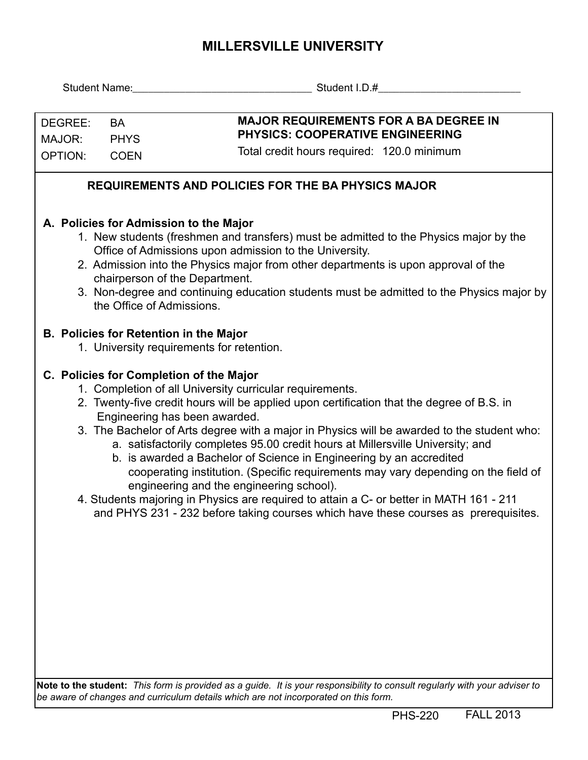# MILLERSVILLE UNIVERSITY

Student Name:\_\_\_\_\_\_\_\_\_\_\_\_\_\_\_\_\_\_\_\_\_\_\_\_\_\_\_\_\_\_\_ Student I.D.#\_\_\_\_\_\_\_\_\_\_\_\_\_\_\_\_\_\_\_\_\_\_\_\_\_\_

| | | |
|---|---|---|
| DEGREE: | BA | **MAJOR REQUIREMENTS FOR A BA DEGREE IN PHYSICS: COOPERATIVE ENGINEERING** |
| MAJOR: | PHYS | Total credit hours required: 120.0 minimum |
| OPTION: | COEN | |

## REQUIREMENTS AND POLICIES FOR THE BA PHYSICS MAJOR

### A. Policies for Admission to the Major

1. New students (freshmen and transfers) must be admitted to the Physics major by the Office of Admissions upon admission to the University.
2. Admission into the Physics major from other departments is upon approval of the chairperson of the Department.
3. Non-degree and continuing education students must be admitted to the Physics major by the Office of Admissions.

### B. Policies for Retention in the Major

1. University requirements for retention.

### C. Policies for Completion of the Major

1. Completion of all University curricular requirements.
2. Twenty-five credit hours will be applied upon certification that the degree of B.S. in Engineering has been awarded.
3. The Bachelor of Arts degree with a major in Physics will be awarded to the student who:
   a. satisfactorily completes 95.00 credit hours at Millersville University; and
   b. is awarded a Bachelor of Science in Engineering by an accredited cooperating institution. (Specific requirements may vary depending on the field of engineering and the engineering school).
4. Students majoring in Physics are required to attain a C- or better in MATH 161 - 211 and PHYS 231 - 232 before taking courses which have these courses as prerequisites.

**Note to the student:** *This form is provided as a guide. It is your responsibility to consult regularly with your adviser to be aware of changes and curriculum details which are not incorporated on this form.*

PHS-220 FALL 2013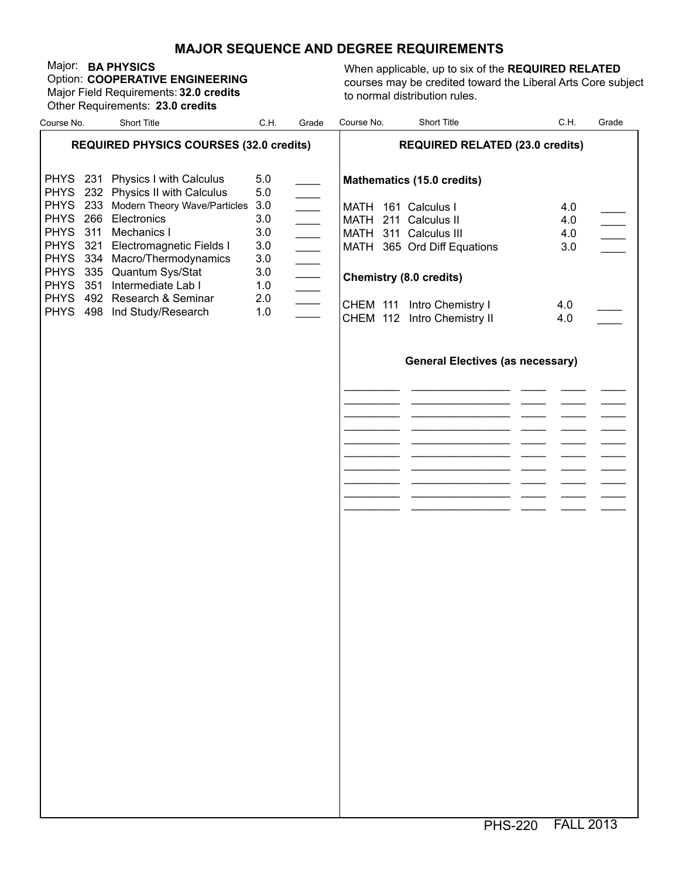# MAJOR SEQUENCE AND DEGREE REQUIREMENTS

Major: **BA PHYSICS**
Option: **COOPERATIVE ENGINEERING**
Major Field Requirements: **32.0 credits**
Other Requirements: **23.0 credits**

When applicable, up to six of the **REQUIRED RELATED** courses may be credited toward the Liberal Arts Core subject to normal distribution rules.

## REQUIRED PHYSICS COURSES (32.0 credits)

| Course No. | Short Title | C.H. | Grade |
|---|---|---|---|
| PHYS 231 | Physics I with Calculus | 5.0 | ____ |
| PHYS 232 | Physics II with Calculus | 5.0 | ____ |
| PHYS 233 | Modern Theory Wave/Particles | 3.0 | ____ |
| PHYS 266 | Electronics | 3.0 | ____ |
| PHYS 311 | Mechanics I | 3.0 | ____ |
| PHYS 321 | Electromagnetic Fields I | 3.0 | ____ |
| PHYS 334 | Macro/Thermodynamics | 3.0 | ____ |
| PHYS 335 | Quantum Sys/Stat | 3.0 | ____ |
| PHYS 351 | Intermediate Lab I | 1.0 | ____ |
| PHYS 492 | Research & Seminar | 2.0 | ____ |
| PHYS 498 | Ind Study/Research | 1.0 | ____ |

## REQUIRED RELATED (23.0 credits)

### Mathematics (15.0 credits)

| Course No. | Short Title | C.H. | Grade |
|---|---|---|---|
| MATH 161 | Calculus I | 4.0 | ____ |
| MATH 211 | Calculus II | 4.0 | ____ |
| MATH 311 | Calculus III | 4.0 | ____ |
| MATH 365 | Ord Diff Equations | 3.0 | ____ |

### Chemistry (8.0 credits)

| Course No. | Short Title | C.H. | Grade |
|---|---|---|---|
| CHEM 111 | Intro Chemistry I | 4.0 | ____ |
| CHEM 112 | Intro Chemistry II | 4.0 | ____ |

### General Electives (as necessary)

| Course No. | Short Title | | C.H. | Grade |
|---|---|---|---|---|
| ________ | ______________ | ____ | ____ | ____ |
| ________ | ______________ | ____ | ____ | ____ |
| ________ | ______________ | ____ | ____ | ____ |
| ________ | ______________ | ____ | ____ | ____ |
| ________ | ______________ | ____ | ____ | ____ |
| ________ | ______________ | ____ | ____ | ____ |
| ________ | ______________ | ____ | ____ | ____ |
| ________ | ______________ | ____ | ____ | ____ |
| ________ | ______________ | ____ | ____ | ____ |
| ________ | ______________ | ____ | ____ | ____ |

PHS-220 FALL 2013